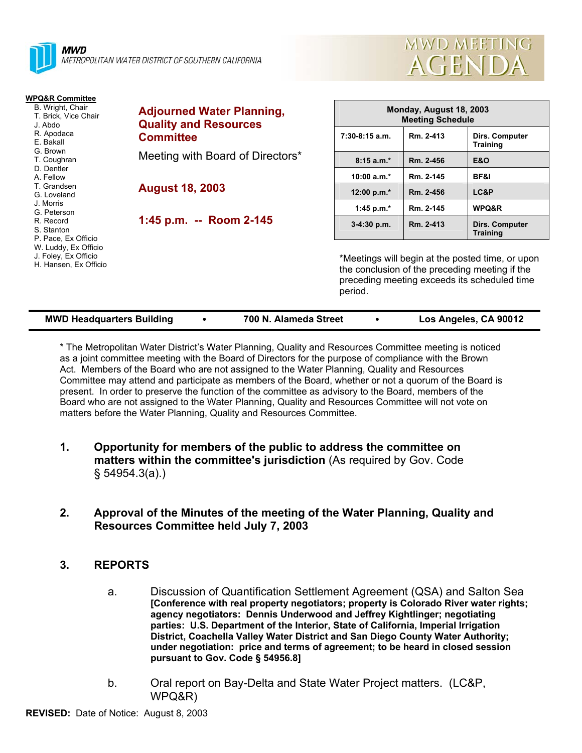**MWD**
METROPOLITAN WATER DISTRICT OF SOUTHERN CALIFORNIA

# MWD MEETING AGENDA

**WPQ&R Committee**
- B. Wright, Chair
- T. Brick, Vice Chair
- J. Abdo
- R. Apodaca
- E. Bakall
- G. Brown
- T. Coughran
- D. Dentler
- A. Fellow
- T. Grandsen
- G. Loveland
- J. Morris
- G. Peterson
- R. Record
- S. Stanton
- P. Pace, Ex Officio
- W. Luddy, Ex Officio
- J. Foley, Ex Officio
- H. Hansen, Ex Officio

## Adjourned Water Planning, Quality and Resources Committee

Meeting with Board of Directors*

**August 18, 2003**

**1:45 p.m. -- Room 2-145**

| Monday, August 18, 2003 Meeting Schedule | | |
|---|---|---|
| 7:30-8:15 a.m. | Rm. 2-413 | Dirs. Computer Training |
| 8:15 a.m.* | Rm. 2-456 | E&O |
| 10:00 a.m.* | Rm. 2-145 | BF&I |
| 12:00 p.m.* | Rm. 2-456 | LC&P |
| 1:45 p.m.* | Rm. 2-145 | WPQ&R |
| 3-4:30 p.m. | Rm. 2-413 | Dirs. Computer Training |

*Meetings will begin at the posted time, or upon the conclusion of the preceding meeting if the preceding meeting exceeds its scheduled time period.

**MWD Headquarters Building • 700 N. Alameda Street • Los Angeles, CA 90012**

* The Metropolitan Water District's Water Planning, Quality and Resources Committee meeting is noticed as a joint committee meeting with the Board of Directors for the purpose of compliance with the Brown Act. Members of the Board who are not assigned to the Water Planning, Quality and Resources Committee may attend and participate as members of the Board, whether or not a quorum of the Board is present. In order to preserve the function of the committee as advisory to the Board, members of the Board who are not assigned to the Water Planning, Quality and Resources Committee will not vote on matters before the Water Planning, Quality and Resources Committee.

1. **Opportunity for members of the public to address the committee on matters within the committee's jurisdiction** (As required by Gov. Code § 54954.3(a).)

2. **Approval of the Minutes of the meeting of the Water Planning, Quality and Resources Committee held July 7, 2003**

3. **REPORTS**

   a. Discussion of Quantification Settlement Agreement (QSA) and Salton Sea **[Conference with real property negotiators; property is Colorado River water rights; agency negotiators: Dennis Underwood and Jeffrey Kightlinger; negotiating parties: U.S. Department of the Interior, State of California, Imperial Irrigation District, Coachella Valley Water District and San Diego County Water Authority; under negotiation: price and terms of agreement; to be heard in closed session pursuant to Gov. Code § 54956.8]**

   b. Oral report on Bay-Delta and State Water Project matters. (LC&P, WPQ&R)

**REVISED:** Date of Notice: August 8, 2003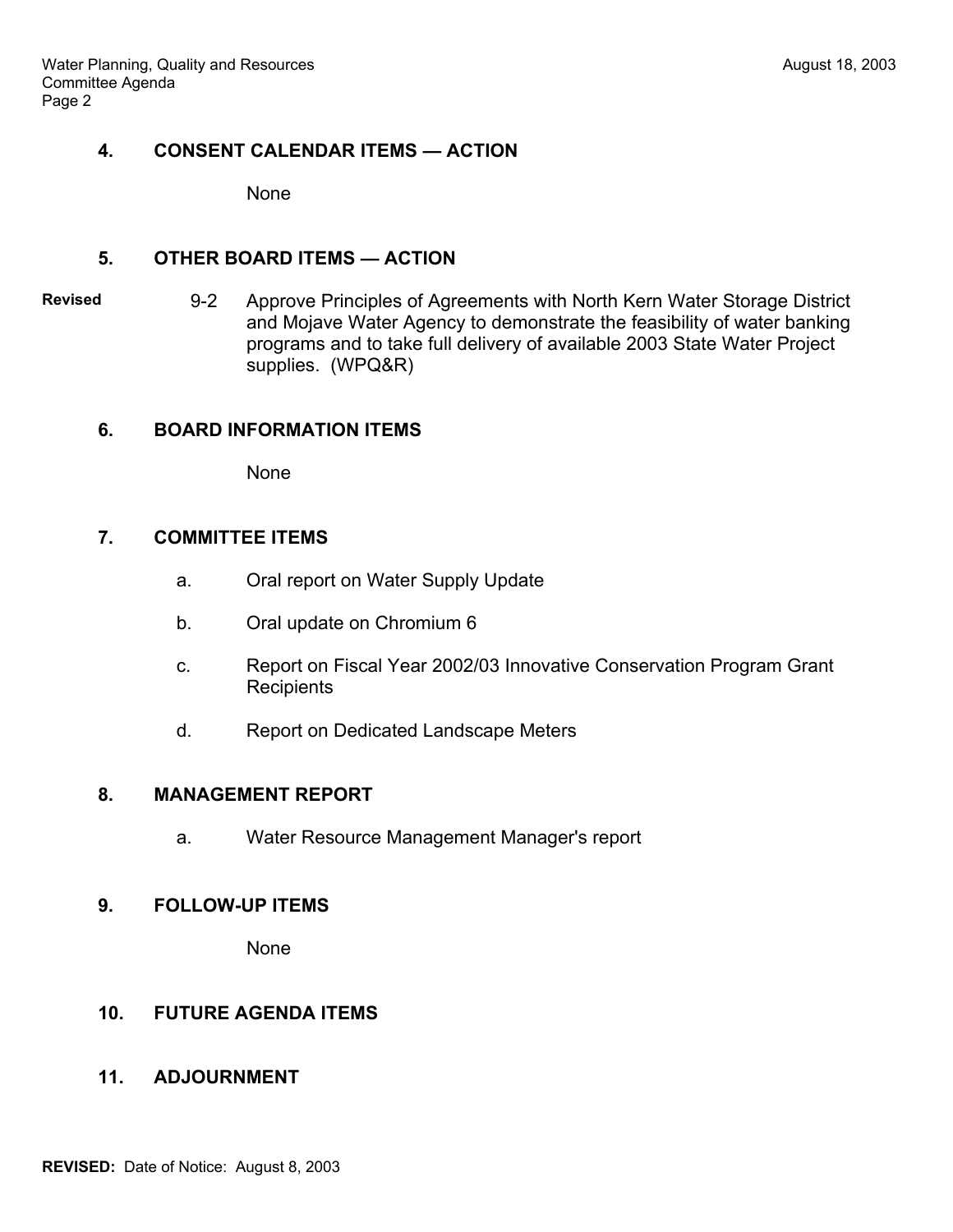## 4. CONSENT CALENDAR ITEMS — ACTION

None

## 5. OTHER BOARD ITEMS — ACTION

**Revised** 9-2 Approve Principles of Agreements with North Kern Water Storage District and Mojave Water Agency to demonstrate the feasibility of water banking programs and to take full delivery of available 2003 State Water Project supplies. (WPQ&R)

## 6. BOARD INFORMATION ITEMS

None

## 7. COMMITTEE ITEMS

a. Oral report on Water Supply Update

b. Oral update on Chromium 6

c. Report on Fiscal Year 2002/03 Innovative Conservation Program Grant Recipients

d. Report on Dedicated Landscape Meters

## 8. MANAGEMENT REPORT

a. Water Resource Management Manager's report

## 9. FOLLOW-UP ITEMS

None

## 10. FUTURE AGENDA ITEMS

## 11. ADJOURNMENT

**REVISED:** Date of Notice: August 8, 2003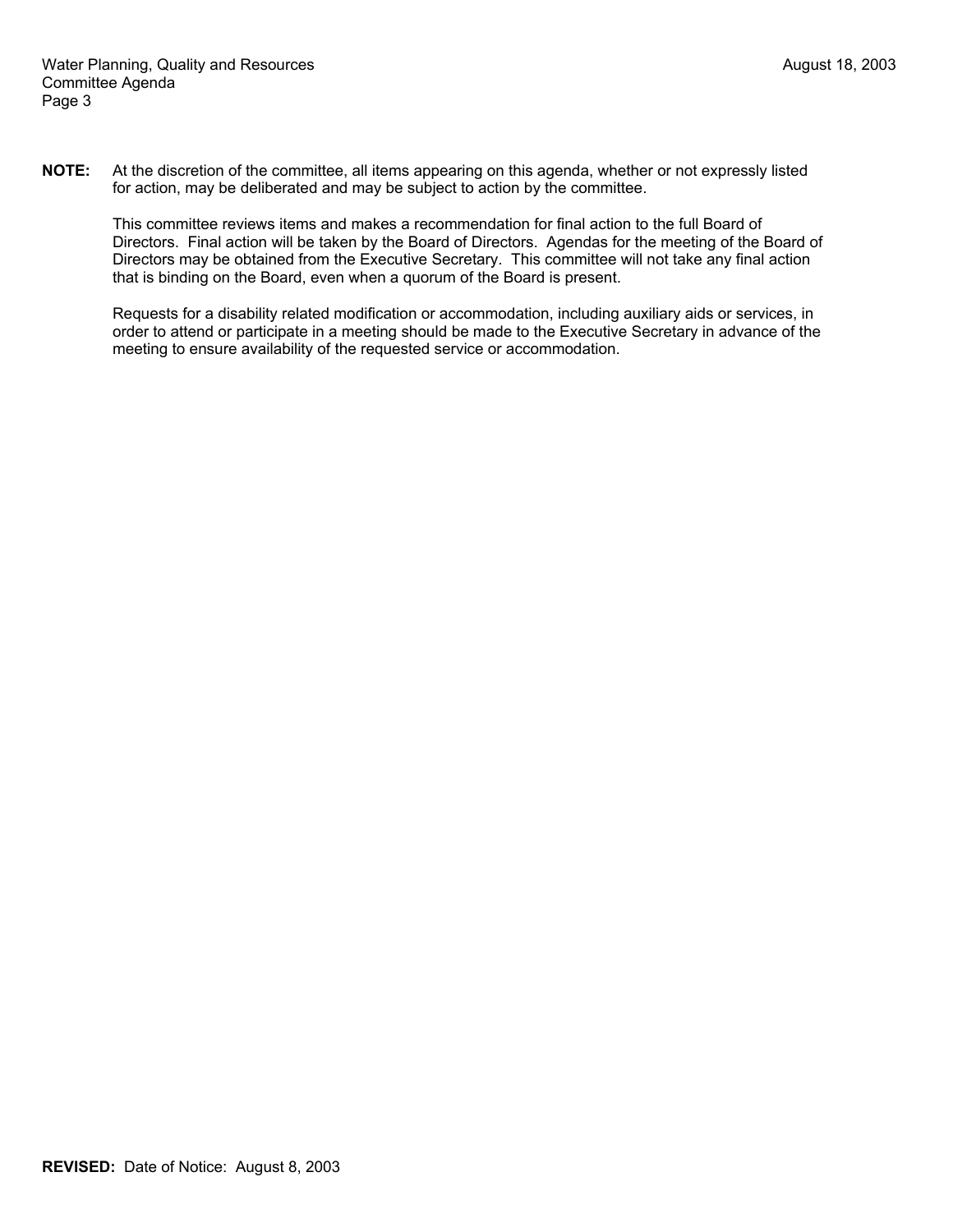**NOTE:** At the discretion of the committee, all items appearing on this agenda, whether or not expressly listed for action, may be deliberated and may be subject to action by the committee.

This committee reviews items and makes a recommendation for final action to the full Board of Directors. Final action will be taken by the Board of Directors. Agendas for the meeting of the Board of Directors may be obtained from the Executive Secretary. This committee will not take any final action that is binding on the Board, even when a quorum of the Board is present.

Requests for a disability related modification or accommodation, including auxiliary aids or services, in order to attend or participate in a meeting should be made to the Executive Secretary in advance of the meeting to ensure availability of the requested service or accommodation.

**REVISED:** Date of Notice: August 8, 2003